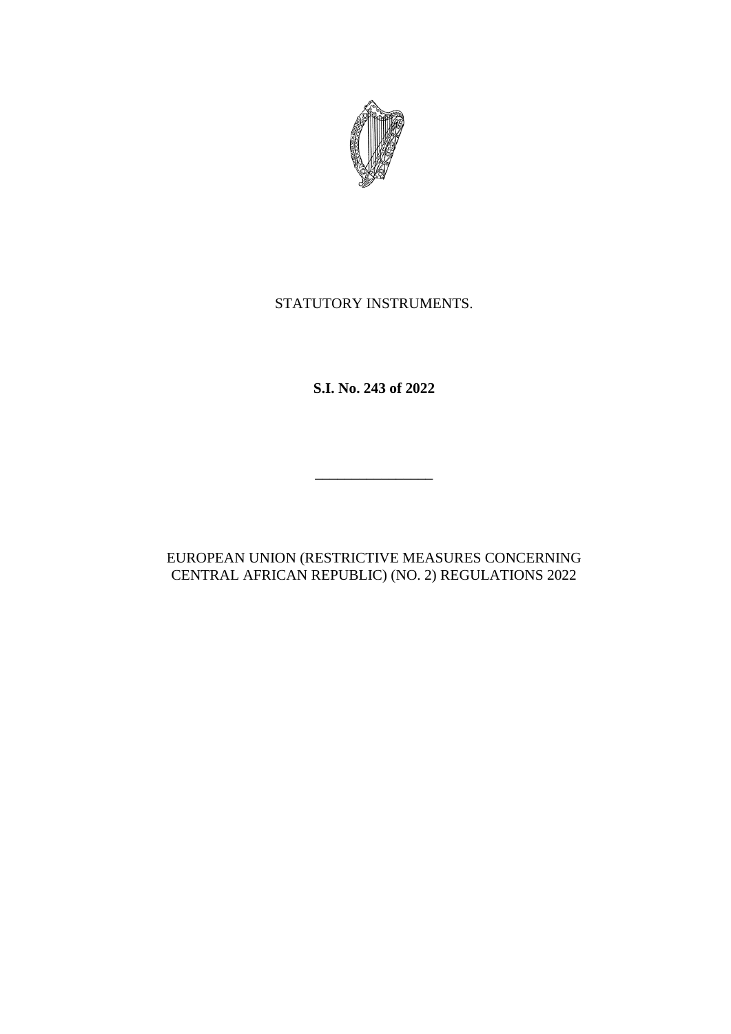STATUTORY INSTRUMENTS.

**S.I. No. 243 of 2022**

________________

EUROPEAN UNION (RESTRICTIVE MEASURES CONCERNING CENTRAL AFRICAN REPUBLIC) (NO. 2) REGULATIONS 2022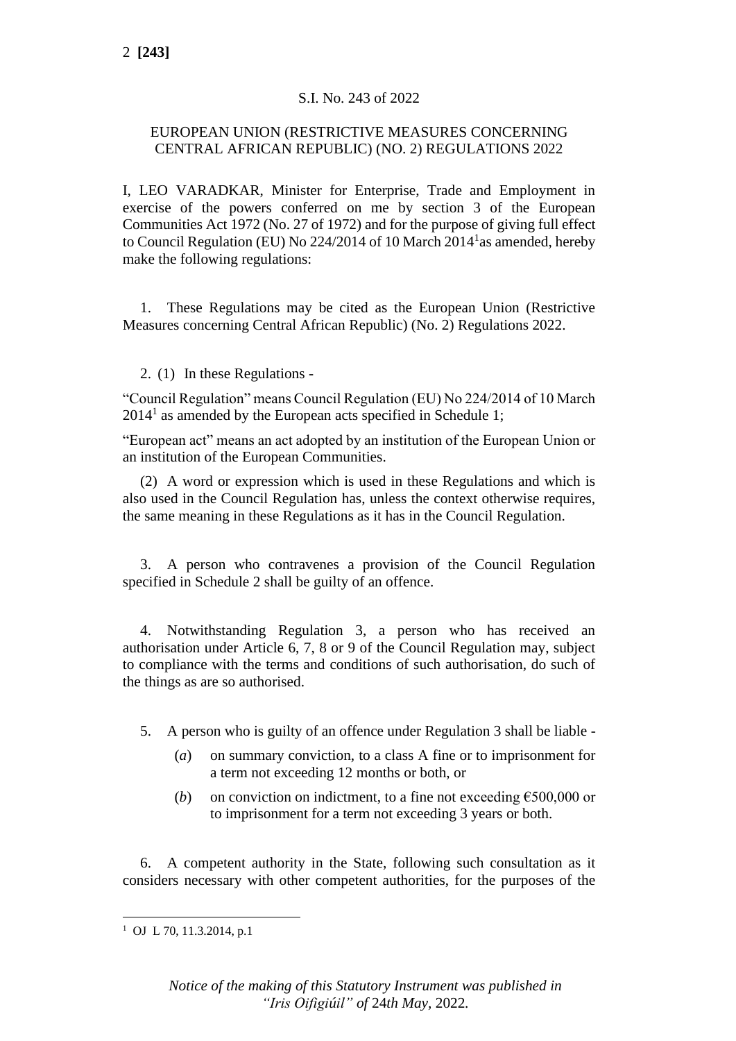S.I. No. 243 of 2022

EUROPEAN UNION (RESTRICTIVE MEASURES CONCERNING CENTRAL AFRICAN REPUBLIC) (NO. 2) REGULATIONS 2022

I, LEO VARADKAR, Minister for Enterprise, Trade and Employment in exercise of the powers conferred on me by section 3 of the European Communities Act 1972 (No. 27 of 1972) and for the purpose of giving full effect to Council Regulation (EU) No 224/2014 of 10 March 2014[1] as amended, hereby make the following regulations:

1. These Regulations may be cited as the European Union (Restrictive Measures concerning Central African Republic) (No. 2) Regulations 2022.

2. (1) In these Regulations -

"Council Regulation" means Council Regulation (EU) No 224/2014 of 10 March 2014[1] as amended by the European acts specified in Schedule 1;

"European act" means an act adopted by an institution of the European Union or an institution of the European Communities.

(2) A word or expression which is used in these Regulations and which is also used in the Council Regulation has, unless the context otherwise requires, the same meaning in these Regulations as it has in the Council Regulation.

3. A person who contravenes a provision of the Council Regulation specified in Schedule 2 shall be guilty of an offence.

4. Notwithstanding Regulation 3, a person who has received an authorisation under Article 6, 7, 8 or 9 of the Council Regulation may, subject to compliance with the terms and conditions of such authorisation, do such of the things as are so authorised.

5. A person who is guilty of an offence under Regulation 3 shall be liable -

(*a*) on summary conviction, to a class A fine or to imprisonment for a term not exceeding 12 months or both, or

(*b*) on conviction on indictment, to a fine not exceeding €500,000 or to imprisonment for a term not exceeding 3 years or both.

6. A competent authority in the State, following such consultation as it considers necessary with other competent authorities, for the purposes of the

[1] OJ L 70, 11.3.2014, p.1

*Notice of the making of this Statutory Instrument was published in "Iris Oifigiúil" of 24th May,* 2022.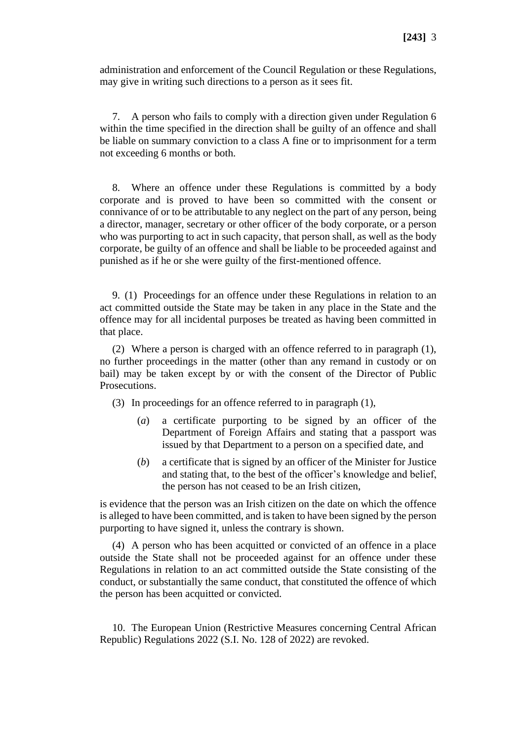administration and enforcement of the Council Regulation or these Regulations, may give in writing such directions to a person as it sees fit.

7. A person who fails to comply with a direction given under Regulation 6 within the time specified in the direction shall be guilty of an offence and shall be liable on summary conviction to a class A fine or to imprisonment for a term not exceeding 6 months or both.

8. Where an offence under these Regulations is committed by a body corporate and is proved to have been so committed with the consent or connivance of or to be attributable to any neglect on the part of any person, being a director, manager, secretary or other officer of the body corporate, or a person who was purporting to act in such capacity, that person shall, as well as the body corporate, be guilty of an offence and shall be liable to be proceeded against and punished as if he or she were guilty of the first-mentioned offence.

9. (1) Proceedings for an offence under these Regulations in relation to an act committed outside the State may be taken in any place in the State and the offence may for all incidental purposes be treated as having been committed in that place.

(2) Where a person is charged with an offence referred to in paragraph (1), no further proceedings in the matter (other than any remand in custody or on bail) may be taken except by or with the consent of the Director of Public Prosecutions.

(3) In proceedings for an offence referred to in paragraph (1),

(*a*) a certificate purporting to be signed by an officer of the Department of Foreign Affairs and stating that a passport was issued by that Department to a person on a specified date, and

(*b*) a certificate that is signed by an officer of the Minister for Justice and stating that, to the best of the officer's knowledge and belief, the person has not ceased to be an Irish citizen,

is evidence that the person was an Irish citizen on the date on which the offence is alleged to have been committed, and is taken to have been signed by the person purporting to have signed it, unless the contrary is shown.

(4) A person who has been acquitted or convicted of an offence in a place outside the State shall not be proceeded against for an offence under these Regulations in relation to an act committed outside the State consisting of the conduct, or substantially the same conduct, that constituted the offence of which the person has been acquitted or convicted.

10. The European Union (Restrictive Measures concerning Central African Republic) Regulations 2022 (S.I. No. 128 of 2022) are revoked.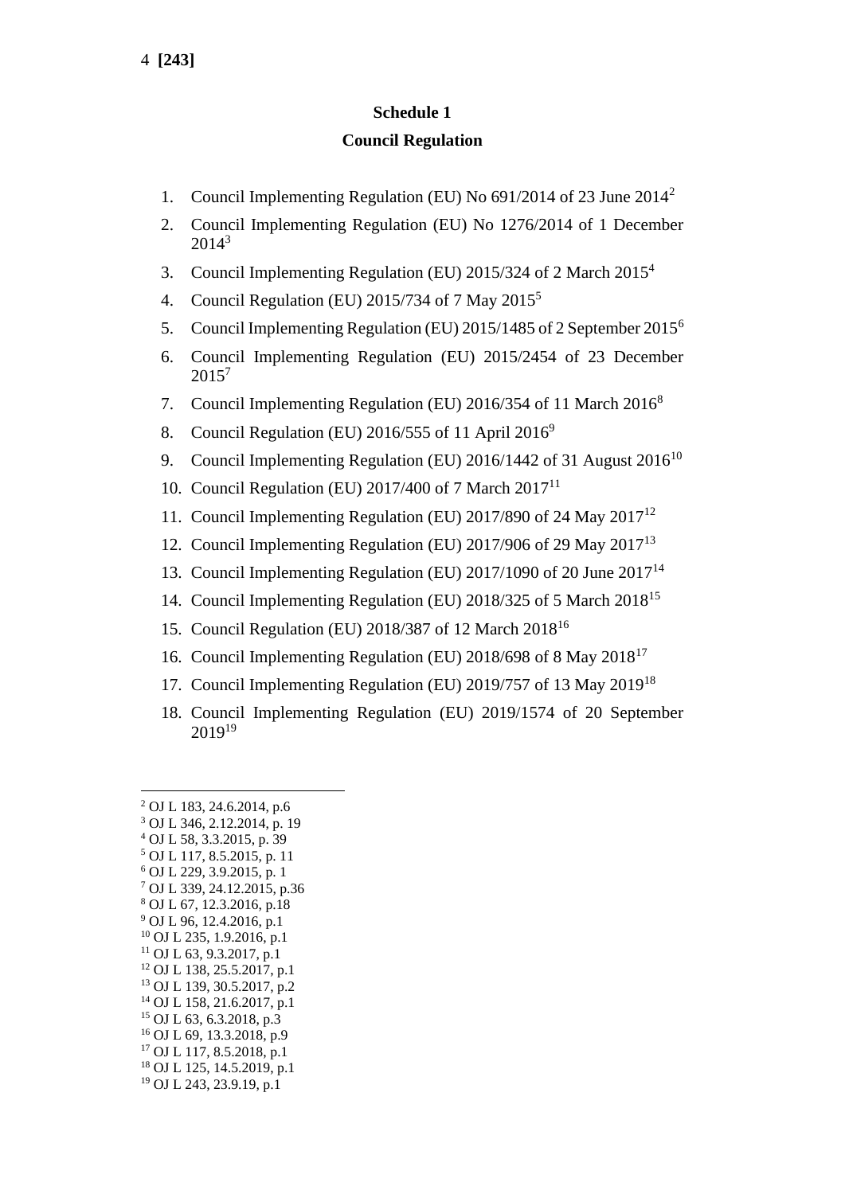## Schedule 1

## Council Regulation

1. Council Implementing Regulation (EU) No 691/2014 of 23 June 2014[2]
2. Council Implementing Regulation (EU) No 1276/2014 of 1 December 2014[3]
3. Council Implementing Regulation (EU) 2015/324 of 2 March 2015[4]
4. Council Regulation (EU) 2015/734 of 7 May 2015[5]
5. Council Implementing Regulation (EU) 2015/1485 of 2 September 2015[6]
6. Council Implementing Regulation (EU) 2015/2454 of 23 December 2015[7]
7. Council Implementing Regulation (EU) 2016/354 of 11 March 2016[8]
8. Council Regulation (EU) 2016/555 of 11 April 2016[9]
9. Council Implementing Regulation (EU) 2016/1442 of 31 August 2016[10]
10. Council Regulation (EU) 2017/400 of 7 March 2017[11]
11. Council Implementing Regulation (EU) 2017/890 of 24 May 2017[12]
12. Council Implementing Regulation (EU) 2017/906 of 29 May 2017[13]
13. Council Implementing Regulation (EU) 2017/1090 of 20 June 2017[14]
14. Council Implementing Regulation (EU) 2018/325 of 5 March 2018[15]
15. Council Regulation (EU) 2018/387 of 12 March 2018[16]
16. Council Implementing Regulation (EU) 2018/698 of 8 May 2018[17]
17. Council Implementing Regulation (EU) 2019/757 of 13 May 2019[18]
18. Council Implementing Regulation (EU) 2019/1574 of 20 September 2019[19]

---

[2] OJ L 183, 24.6.2014, p.6
[3] OJ L 346, 2.12.2014, p. 19
[4] OJ L 58, 3.3.2015, p. 39
[5] OJ L 117, 8.5.2015, p. 11
[6] OJ L 229, 3.9.2015, p. 1
[7] OJ L 339, 24.12.2015, p.36
[8] OJ L 67, 12.3.2016, p.18
[9] OJ L 96, 12.4.2016, p.1
[10] OJ L 235, 1.9.2016, p.1
[11] OJ L 63, 9.3.2017, p.1
[12] OJ L 138, 25.5.2017, p.1
[13] OJ L 139, 30.5.2017, p.2
[14] OJ L 158, 21.6.2017, p.1
[15] OJ L 63, 6.3.2018, p.3
[16] OJ L 69, 13.3.2018, p.9
[17] OJ L 117, 8.5.2018, p.1
[18] OJ L 125, 14.5.2019, p.1
[19] OJ L 243, 23.9.19, p.1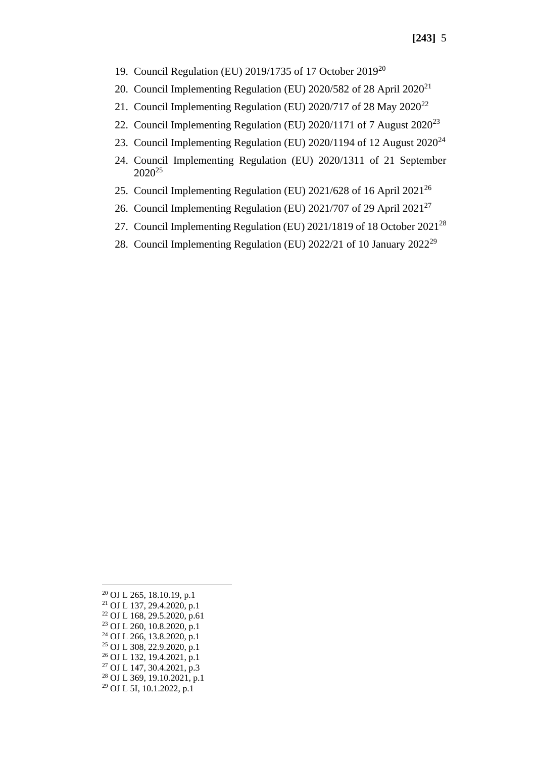19. Council Regulation (EU) 2019/1735 of 17 October 2019[20]
20. Council Implementing Regulation (EU) 2020/582 of 28 April 2020[21]
21. Council Implementing Regulation (EU) 2020/717 of 28 May 2020[22]
22. Council Implementing Regulation (EU) 2020/1171 of 7 August 2020[23]
23. Council Implementing Regulation (EU) 2020/1194 of 12 August 2020[24]
24. Council Implementing Regulation (EU) 2020/1311 of 21 September 2020[25]
25. Council Implementing Regulation (EU) 2021/628 of 16 April 2021[26]
26. Council Implementing Regulation (EU) 2021/707 of 29 April 2021[27]
27. Council Implementing Regulation (EU) 2021/1819 of 18 October 2021[28]
28. Council Implementing Regulation (EU) 2022/21 of 10 January 2022[29]

---

[20] OJ L 265, 18.10.19, p.1
[21] OJ L 137, 29.4.2020, p.1
[22] OJ L 168, 29.5.2020, p.61
[23] OJ L 260, 10.8.2020, p.1
[24] OJ L 266, 13.8.2020, p.1
[25] OJ L 308, 22.9.2020, p.1
[26] OJ L 132, 19.4.2021, p.1
[27] OJ L 147, 30.4.2021, p.3
[28] OJ L 369, 19.10.2021, p.1
[29] OJ L 5I, 10.1.2022, p.1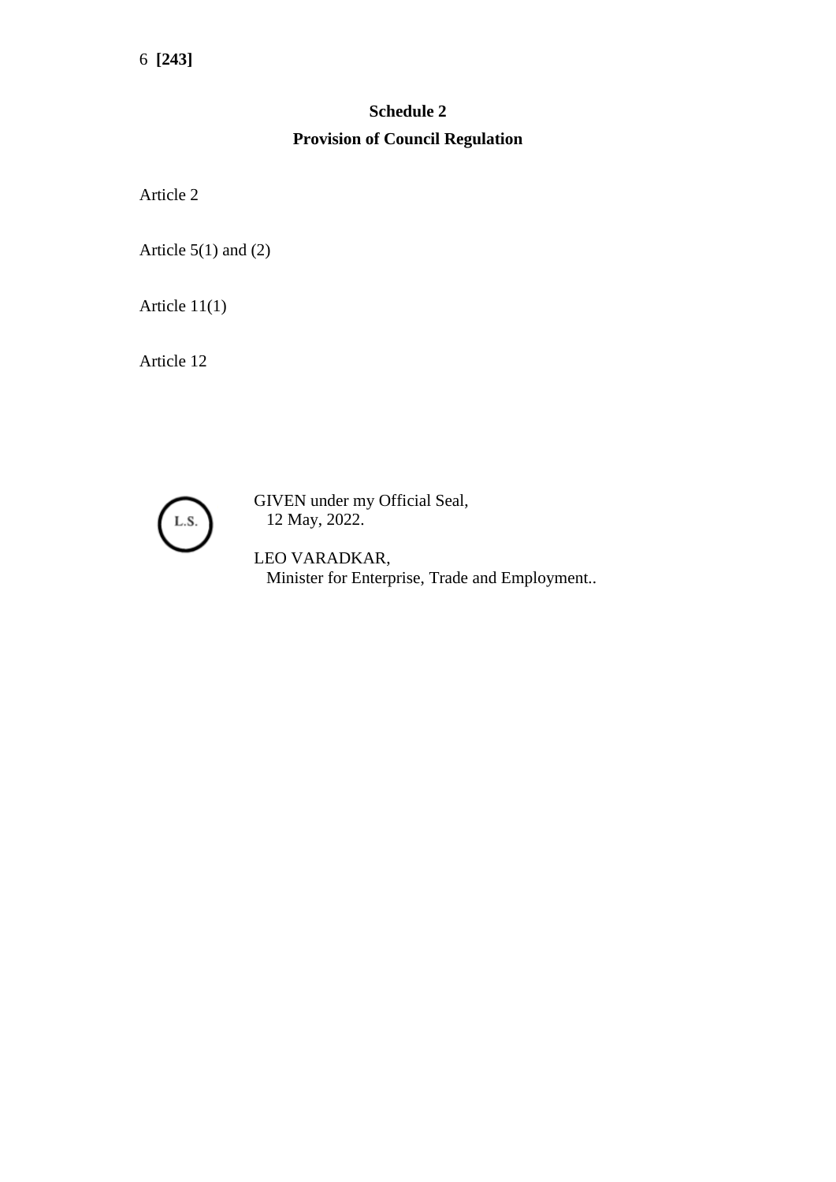## Schedule 2

## Provision of Council Regulation

Article 2

Article 5(1) and (2)

Article 11(1)

Article 12

L.S.

GIVEN under my Official Seal,
12 May, 2022.

LEO VARADKAR,
Minister for Enterprise, Trade and Employment..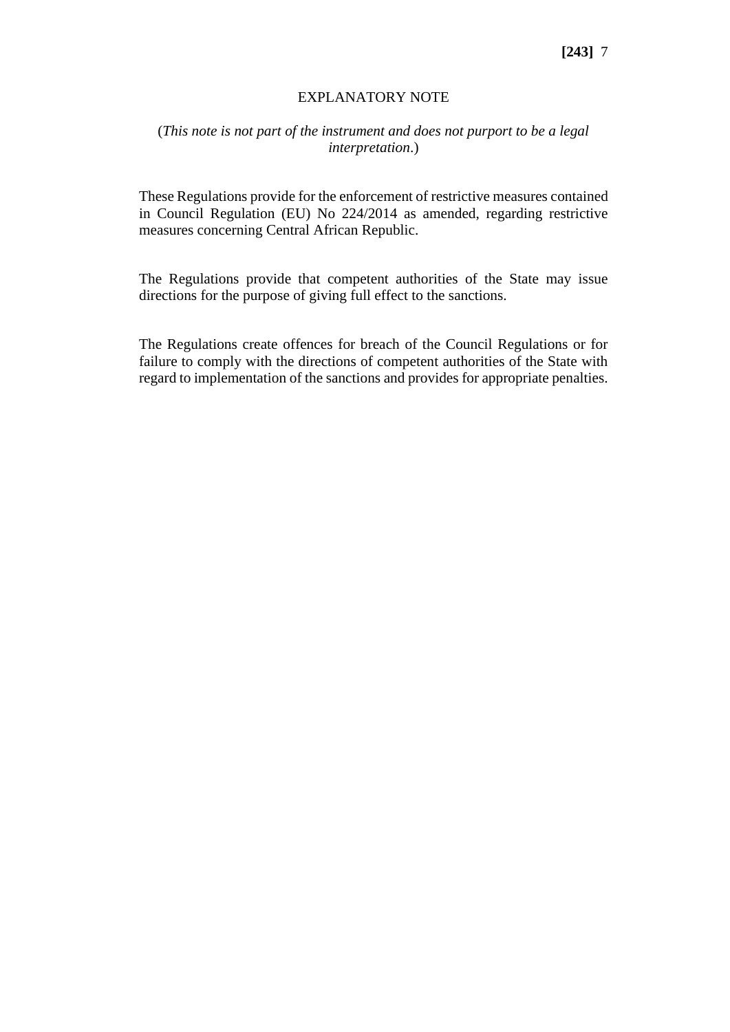## EXPLANATORY NOTE

(*This note is not part of the instrument and does not purport to be a legal interpretation*.)

These Regulations provide for the enforcement of restrictive measures contained in Council Regulation (EU) No 224/2014 as amended, regarding restrictive measures concerning Central African Republic.

The Regulations provide that competent authorities of the State may issue directions for the purpose of giving full effect to the sanctions.

The Regulations create offences for breach of the Council Regulations or for failure to comply with the directions of competent authorities of the State with regard to implementation of the sanctions and provides for appropriate penalties.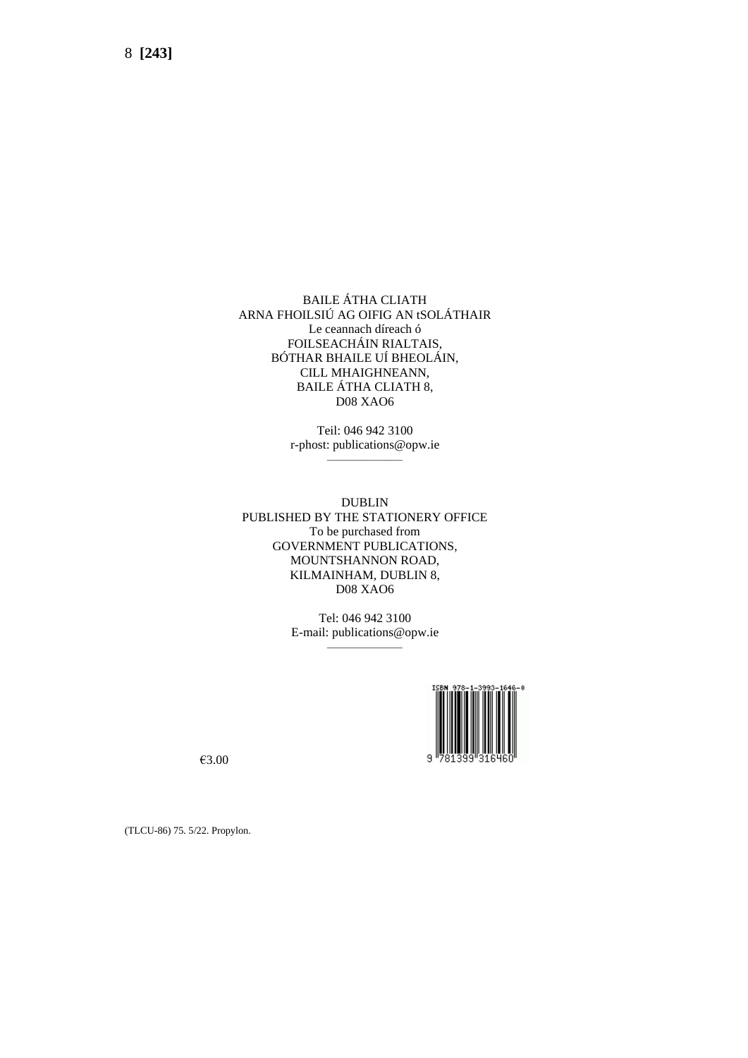BAILE ÁTHA CLIATH
ARNA FHOILSIÚ AG OIFIG AN tSOLÁTHAIR
Le ceannach díreach ó
FOILSEACHÁIN RIALTAIS,
BÓTHAR BHAILE UÍ BHEOLÁIN,
CILL MHAIGHNEANN,
BAILE ÁTHA CLIATH 8,
D08 XAO6

Teil: 046 942 3100
r-phost: publications@opw.ie

---

DUBLIN
PUBLISHED BY THE STATIONERY OFFICE
To be purchased from
GOVERNMENT PUBLICATIONS,
MOUNTSHANNON ROAD,
KILMAINHAM, DUBLIN 8,
D08 XAO6

Tel: 046 942 3100
E-mail: publications@opw.ie

---

ISBN 978-1-3993-1646-0

9 781399 316460

€3.00

(TLCU-86) 75. 5/22. Propylon.